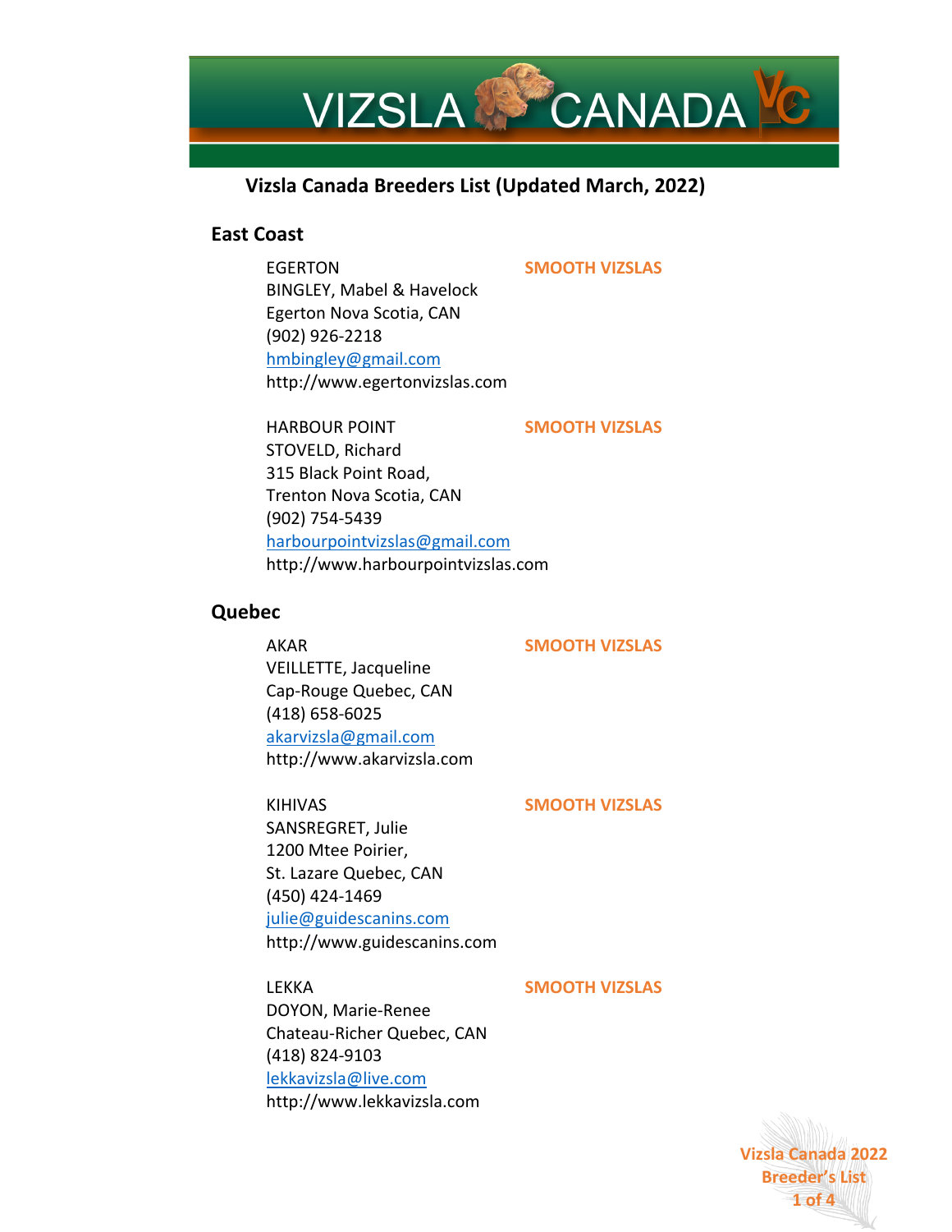# VIZSLA CANADA

## Vizsla Canada Breeders List (Updated March, 2022)

### East Coast

EGERTON — **SMOOTH VIZSLAS**
BINGLEY, Mabel & Havelock
Egerton Nova Scotia, CAN
(902) 926-2218
hmbingley@gmail.com
http://www.egertonvizslas.com

HARBOUR POINT — **SMOOTH VIZSLAS**
STOVELD, Richard
315 Black Point Road,
Trenton Nova Scotia, CAN
(902) 754-5439
harbourpointvizslas@gmail.com
http://www.harbourpointvizslas.com

### Quebec

AKAR — **SMOOTH VIZSLAS**
VEILLETTE, Jacqueline
Cap-Rouge Quebec, CAN
(418) 658-6025
akarvizsla@gmail.com
http://www.akarvizsla.com

KIHIVAS — **SMOOTH VIZSLAS**
SANSREGRET, Julie
1200 Mtee Poirier,
St. Lazare Quebec, CAN
(450) 424-1469
julie@guidescanins.com
http://www.guidescanins.com

LEKKA — **SMOOTH VIZSLAS**
DOYON, Marie-Renee
Chateau-Richer Quebec, CAN
(418) 824-9103
lekkavizsla@live.com
http://www.lekkavizsla.com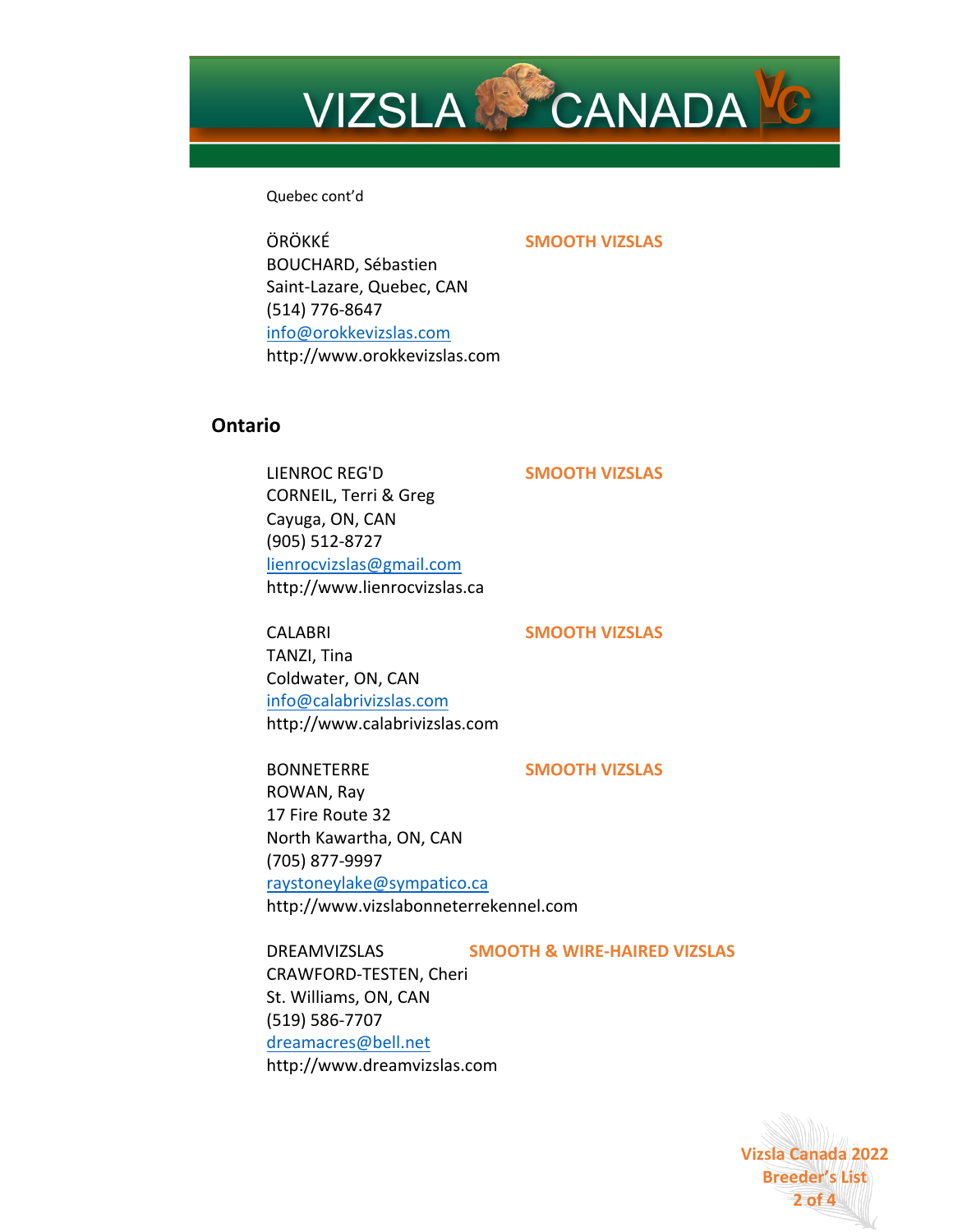Quebec cont'd

ÖRÖKKÉ **SMOOTH VIZSLAS**
BOUCHARD, Sébastien
Saint-Lazare, Quebec, CAN
(514) 776-8647
info@orokkevizslas.com
http://www.orokkevizslas.com

## Ontario

LIENROC REG'D **SMOOTH VIZSLAS**
CORNEIL, Terri & Greg
Cayuga, ON, CAN
(905) 512-8727
lienrocvizslas@gmail.com
http://www.lienrocvizslas.ca

CALABRI **SMOOTH VIZSLAS**
TANZI, Tina
Coldwater, ON, CAN
info@calabrivizslas.com
http://www.calabrivizslas.com

BONNETERRE **SMOOTH VIZSLAS**
ROWAN, Ray
17 Fire Route 32
North Kawartha, ON, CAN
(705) 877-9997
raystoneylake@sympatico.ca
http://www.vizslabonneterrekennel.com

DREAMVIZSLAS **SMOOTH & WIRE-HAIRED VIZSLAS**
CRAWFORD-TESTEN, Cheri
St. Williams, ON, CAN
(519) 586-7707
dreamacres@bell.net
http://www.dreamvizslas.com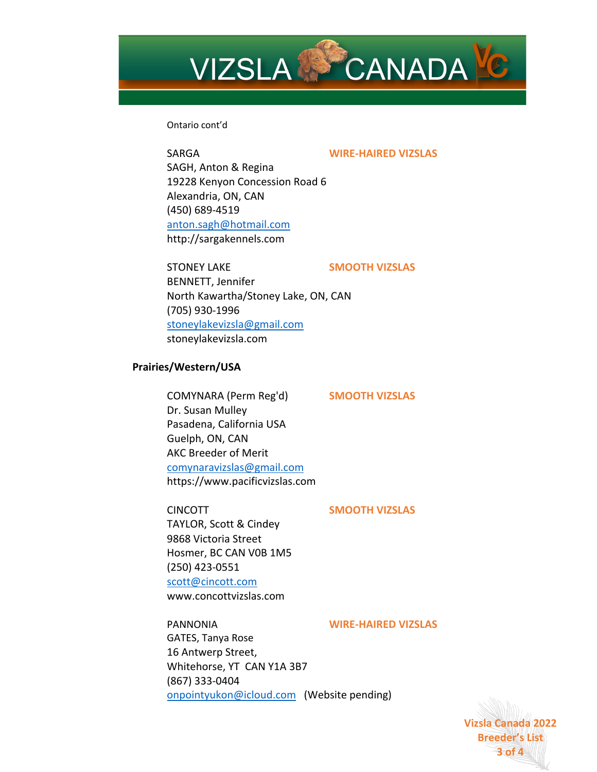Ontario cont'd

SARGA **WIRE-HAIRED VIZSLAS**
SAGH, Anton & Regina
19228 Kenyon Concession Road 6
Alexandria, ON, CAN
(450) 689-4519
anton.sagh@hotmail.com
http://sargakennels.com

STONEY LAKE **SMOOTH VIZSLAS**
BENNETT, Jennifer
North Kawartha/Stoney Lake, ON, CAN
(705) 930-1996
stoneylakevizsla@gmail.com
stoneylakevizsla.com

**Prairies/Western/USA**

COMYNARA (Perm Reg'd) **SMOOTH VIZSLAS**
Dr. Susan Mulley
Pasadena, California USA
Guelph, ON, CAN
AKC Breeder of Merit
comynaravizslas@gmail.com
https://www.pacificvizslas.com

CINCOTT **SMOOTH VIZSLAS**
TAYLOR, Scott & Cindey
9868 Victoria Street
Hosmer, BC CAN V0B 1M5
(250) 423-0551
scott@cincott.com
www.concottvizslas.com

PANNONIA **WIRE-HAIRED VIZSLAS**
GATES, Tanya Rose
16 Antwerp Street,
Whitehorse, YT CAN Y1A 3B7
(867) 333-0404
onpointyukon@icloud.com (Website pending)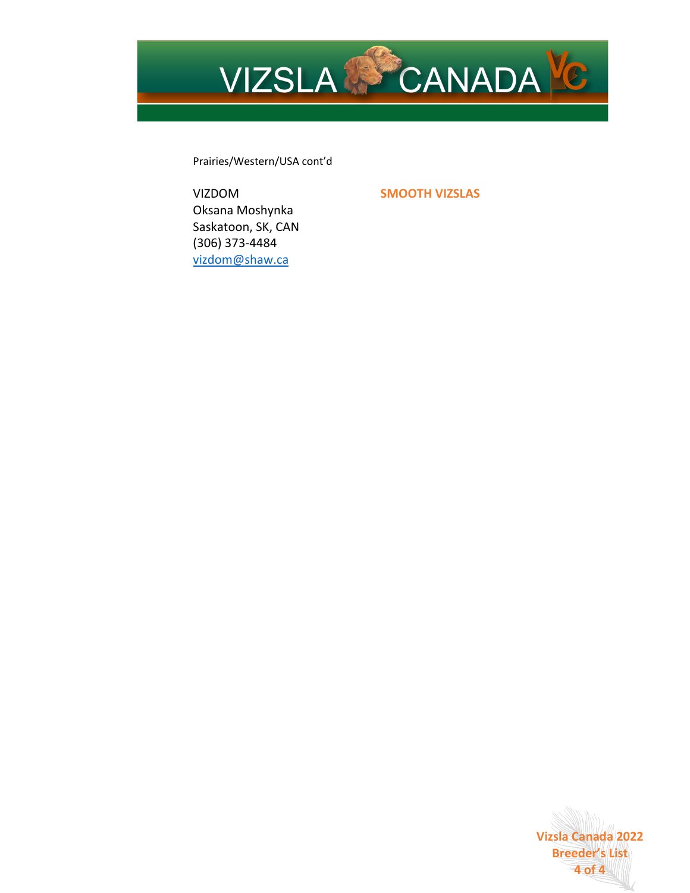Prairies/Western/USA cont'd

VIZDOM
Oksana Moshynka
Saskatoon, SK, CAN
(306) 373-4484
vizdom@shaw.ca

**SMOOTH VIZSLAS**